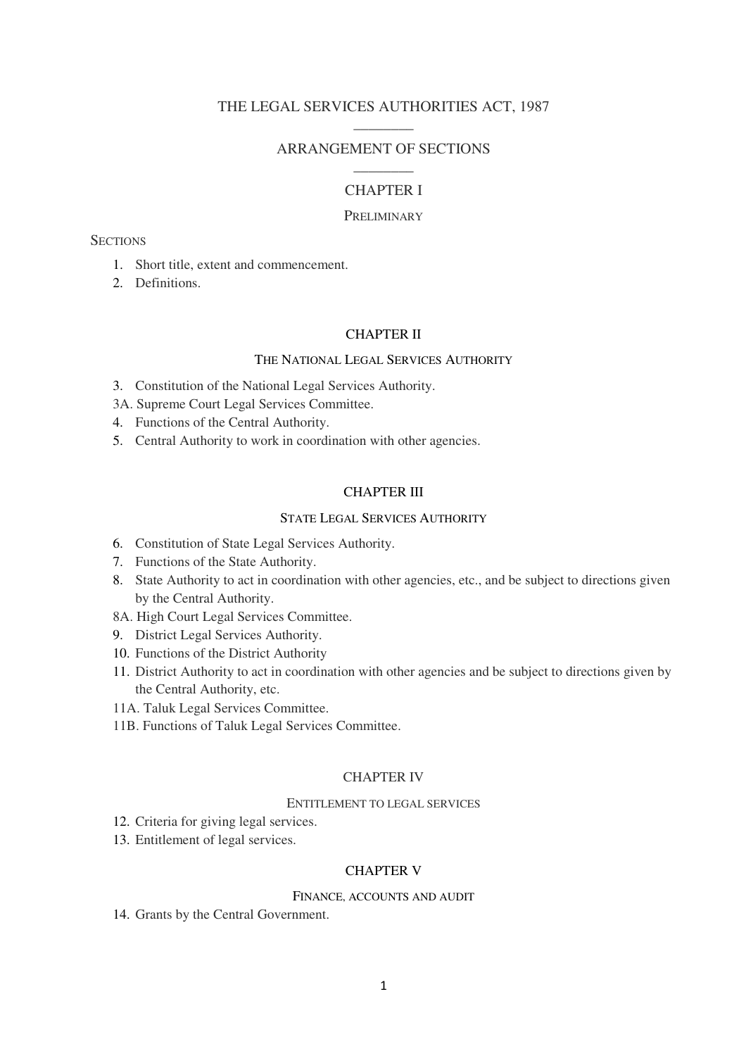# THE LEGAL SERVICES AUTHORITIES ACT, 1987

## ARRANGEMENT OF SECTIONS

## CHAPTER I

### PRELIMINARY

SECTIONS

1. Short title, extent and commencement.
2. Definitions.

## CHAPTER II

### THE NATIONAL LEGAL SERVICES AUTHORITY

3. Constitution of the National Legal Services Authority.

3A. Supreme Court Legal Services Committee.

4. Functions of the Central Authority.
5. Central Authority to work in coordination with other agencies.

## CHAPTER III

### STATE LEGAL SERVICES AUTHORITY

6. Constitution of State Legal Services Authority.
7. Functions of the State Authority.
8. State Authority to act in coordination with other agencies, etc., and be subject to directions given by the Central Authority.

8A. High Court Legal Services Committee.

9. District Legal Services Authority.
10. Functions of the District Authority
11. District Authority to act in coordination with other agencies and be subject to directions given by the Central Authority, etc.

11A. Taluk Legal Services Committee.

11B. Functions of Taluk Legal Services Committee.

## CHAPTER IV

### ENTITLEMENT TO LEGAL SERVICES

12. Criteria for giving legal services.
13. Entitlement of legal services.

## CHAPTER V

### FINANCE, ACCOUNTS AND AUDIT

14. Grants by the Central Government.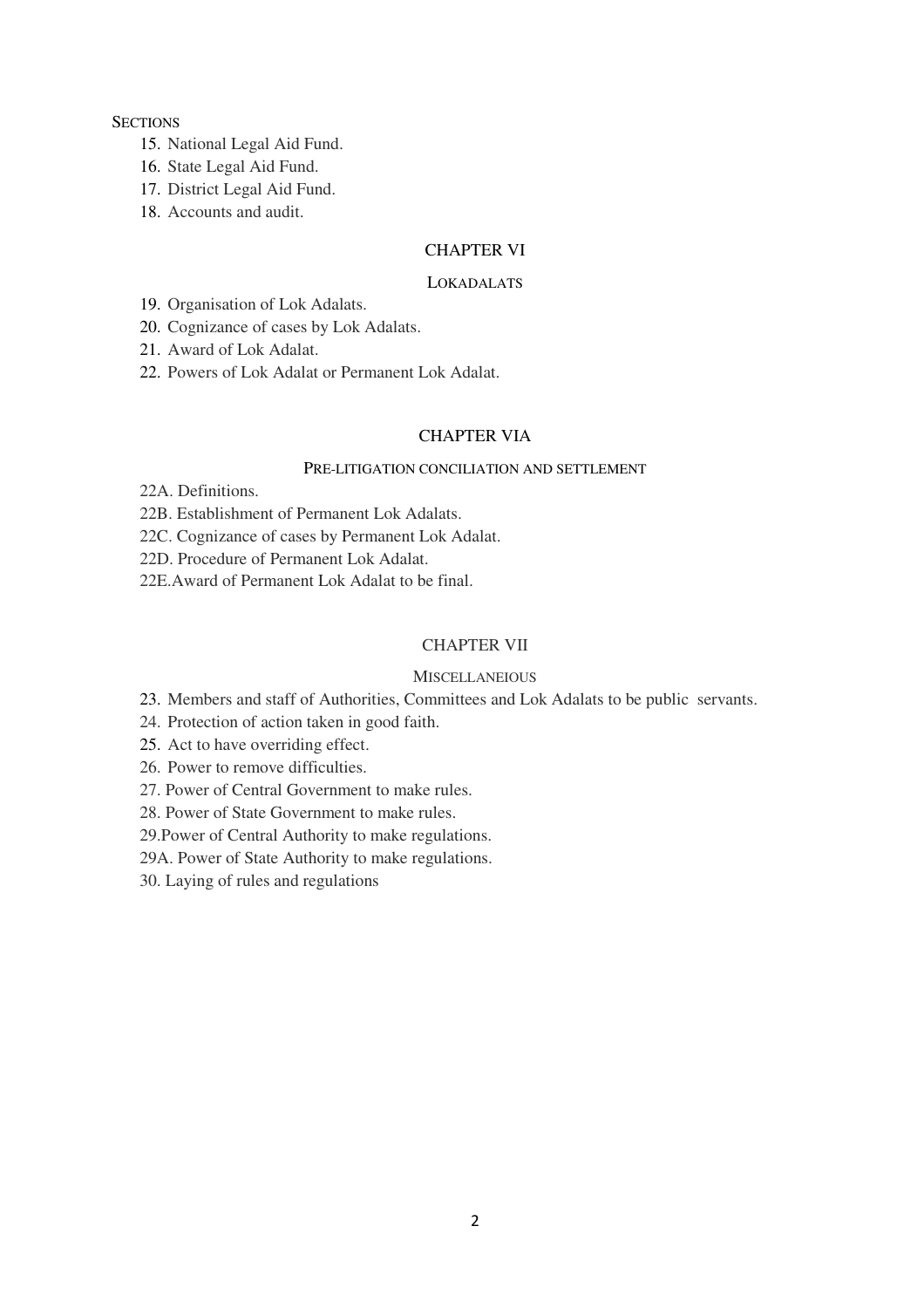SECTIONS

15. National Legal Aid Fund.
16. State Legal Aid Fund.
17. District Legal Aid Fund.
18. Accounts and audit.

## CHAPTER VI

### LOKADALATS

19. Organisation of Lok Adalats.
20. Cognizance of cases by Lok Adalats.
21. Award of Lok Adalat.
22. Powers of Lok Adalat or Permanent Lok Adalat.

## CHAPTER VIA

### PRE-LITIGATION CONCILIATION AND SETTLEMENT

22A. Definitions.

22B. Establishment of Permanent Lok Adalats.

22C. Cognizance of cases by Permanent Lok Adalat.

22D. Procedure of Permanent Lok Adalat.

22E.Award of Permanent Lok Adalat to be final.

## CHAPTER VII

### MISCELLANEOUS

23. Members and staff of Authorities, Committees and Lok Adalats to be public servants.
24. Protection of action taken in good faith.
25. Act to have overriding effect.
26. Power to remove difficulties.
27. Power of Central Government to make rules.
28. Power of State Government to make rules.

29.Power of Central Authority to make regulations.

29A. Power of State Authority to make regulations.

30. Laying of rules and regulations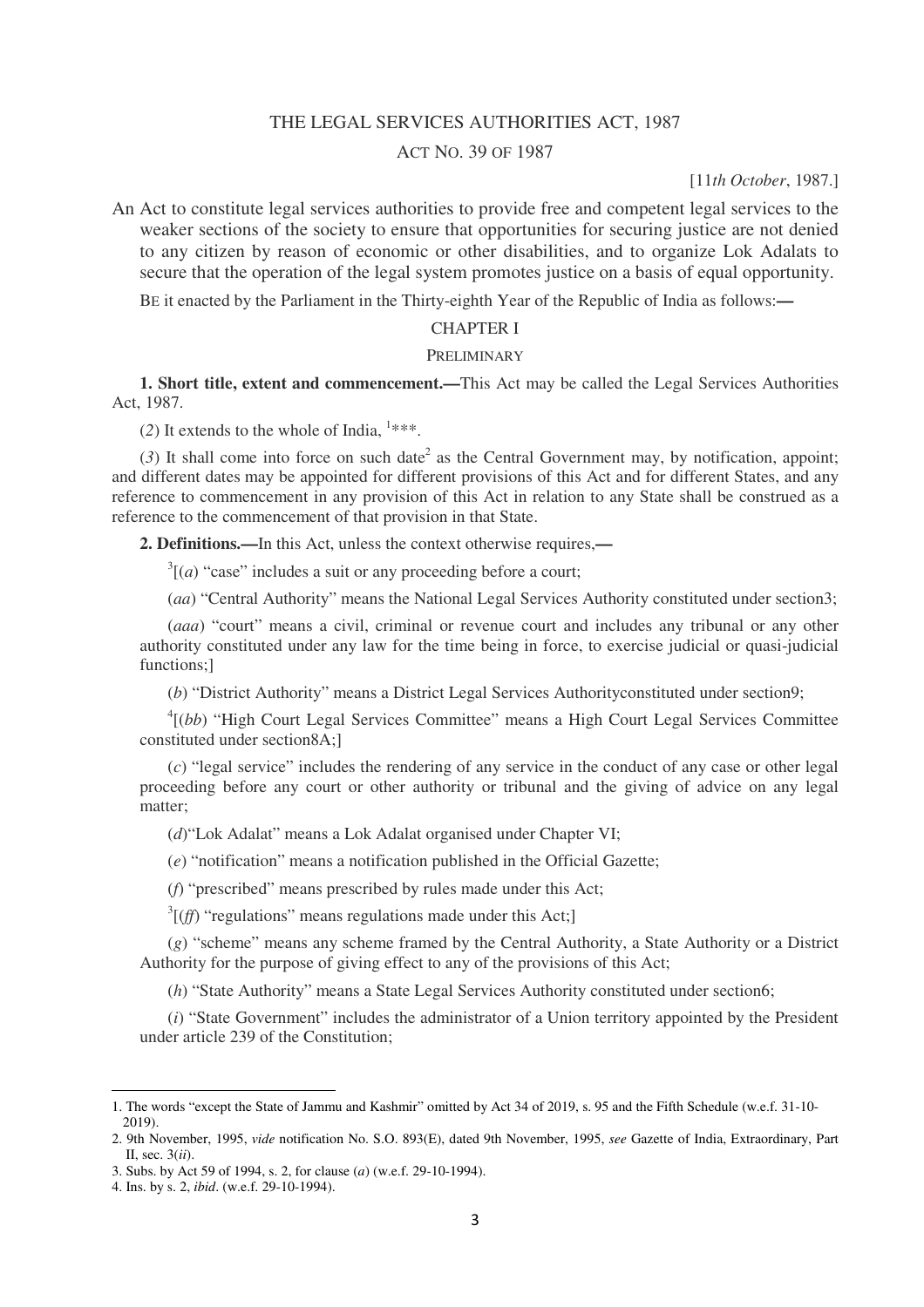# THE LEGAL SERVICES AUTHORITIES ACT, 1987

## ACT NO. 39 OF 1987

[11*th October*, 1987.]

An Act to constitute legal services authorities to provide free and competent legal services to the weaker sections of the society to ensure that opportunities for securing justice are not denied to any citizen by reason of economic or other disabilities, and to organize Lok Adalats to secure that the operation of the legal system promotes justice on a basis of equal opportunity.

BE it enacted by the Parliament in the Thirty-eighth Year of the Republic of India as follows:—

## CHAPTER I

### PRELIMINARY

**1. Short title, extent and commencement.—**This Act may be called the Legal Services Authorities Act, 1987.

(*2*) It extends to the whole of India, [1]***.

(*3*) It shall come into force on such date[2] as the Central Government may, by notification, appoint; and different dates may be appointed for different provisions of this Act and for different States, and any reference to commencement in any provision of this Act in relation to any State shall be construed as a reference to the commencement of that provision in that State.

**2. Definitions.—**In this Act, unless the context otherwise requires,—

[3][(*a*) "case" includes a suit or any proceeding before a court;

(*aa*) "Central Authority" means the National Legal Services Authority constituted under section3;

(*aaa*) "court" means a civil, criminal or revenue court and includes any tribunal or any other authority constituted under any law for the time being in force, to exercise judicial or quasi-judicial functions;]

(*b*) "District Authority" means a District Legal Services Authorityconstituted under section9;

[4][(*bb*) "High Court Legal Services Committee" means a High Court Legal Services Committee constituted under section8A;]

(*c*) "legal service" includes the rendering of any service in the conduct of any case or other legal proceeding before any court or other authority or tribunal and the giving of advice on any legal matter;

(*d*)"Lok Adalat" means a Lok Adalat organised under Chapter VI;

(*e*) "notification" means a notification published in the Official Gazette;

(*f*) "prescribed" means prescribed by rules made under this Act;

[3][(*ff*) "regulations" means regulations made under this Act;]

(*g*) "scheme" means any scheme framed by the Central Authority, a State Authority or a District Authority for the purpose of giving effect to any of the provisions of this Act;

(*h*) "State Authority" means a State Legal Services Authority constituted under section6;

(*i*) "State Government" includes the administrator of a Union territory appointed by the President under article 239 of the Constitution;

---

1. The words "except the State of Jammu and Kashmir" omitted by Act 34 of 2019, s. 95 and the Fifth Schedule (w.e.f. 31-10-2019).
2. 9th November, 1995, *vide* notification No. S.O. 893(E), dated 9th November, 1995, *see* Gazette of India, Extraordinary, Part II, sec. 3(*ii*).
3. Subs. by Act 59 of 1994, s. 2, for clause (*a*) (w.e.f. 29-10-1994).
4. Ins. by s. 2, *ibid*. (w.e.f. 29-10-1994).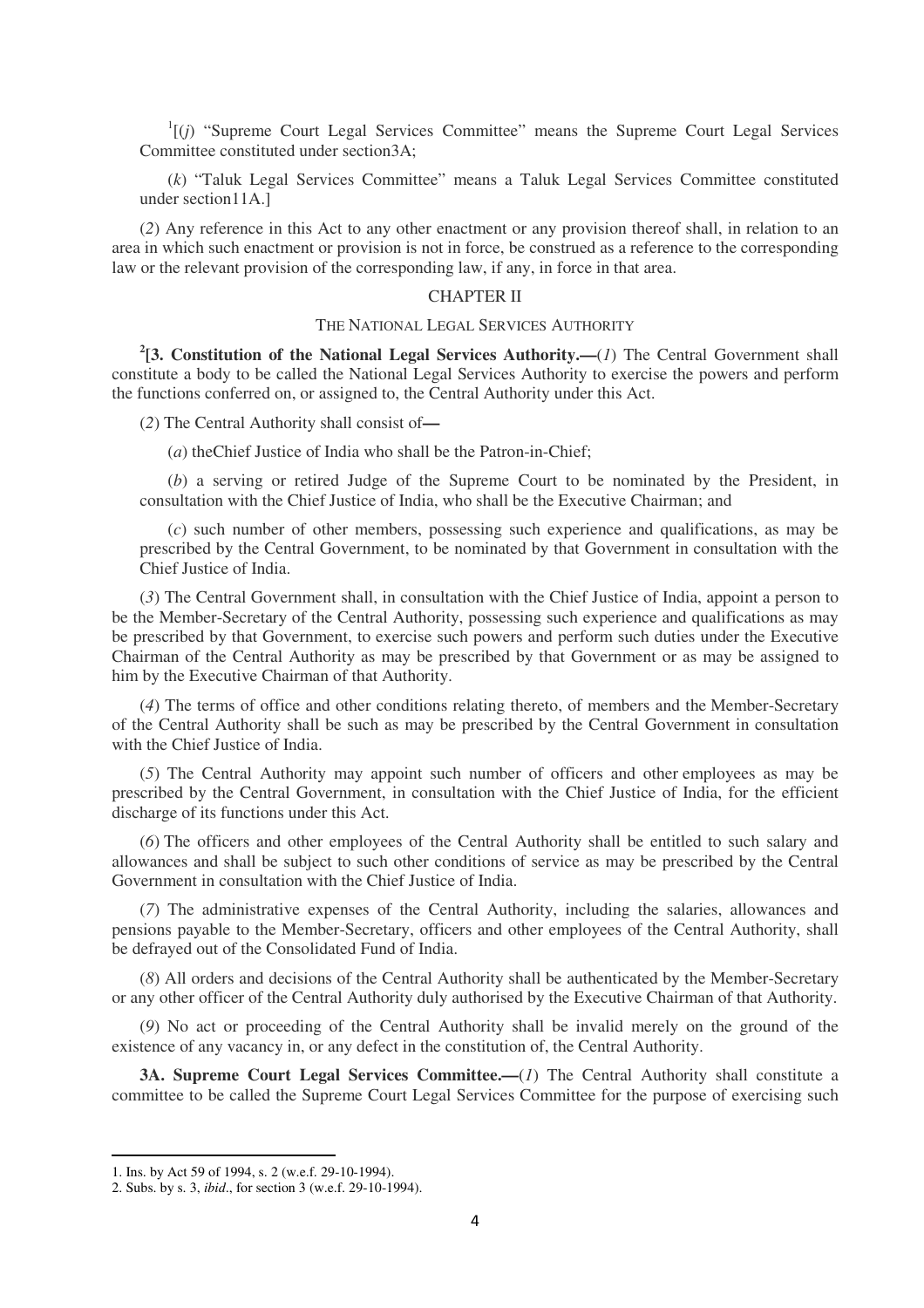[1][(*j*) "Supreme Court Legal Services Committee" means the Supreme Court Legal Services Committee constituted under section3A;

(*k*) "Taluk Legal Services Committee" means a Taluk Legal Services Committee constituted under section11A.]

(*2*) Any reference in this Act to any other enactment or any provision thereof shall, in relation to an area in which such enactment or provision is not in force, be construed as a reference to the corresponding law or the relevant provision of the corresponding law, if any, in force in that area.

## CHAPTER II

### THE NATIONAL LEGAL SERVICES AUTHORITY

[2][**3. Constitution of the National Legal Services Authority.—**(*1*) The Central Government shall constitute a body to be called the National Legal Services Authority to exercise the powers and perform the functions conferred on, or assigned to, the Central Authority under this Act.

(*2*) The Central Authority shall consist of**—**

(*a*) theChief Justice of India who shall be the Patron-in-Chief;

(*b*) a serving or retired Judge of the Supreme Court to be nominated by the President, in consultation with the Chief Justice of India, who shall be the Executive Chairman; and

(*c*) such number of other members, possessing such experience and qualifications, as may be prescribed by the Central Government, to be nominated by that Government in consultation with the Chief Justice of India.

(*3*) The Central Government shall, in consultation with the Chief Justice of India, appoint a person to be the Member-Secretary of the Central Authority, possessing such experience and qualifications as may be prescribed by that Government, to exercise such powers and perform such duties under the Executive Chairman of the Central Authority as may be prescribed by that Government or as may be assigned to him by the Executive Chairman of that Authority.

(*4*) The terms of office and other conditions relating thereto, of members and the Member-Secretary of the Central Authority shall be such as may be prescribed by the Central Government in consultation with the Chief Justice of India.

(*5*) The Central Authority may appoint such number of officers and other employees as may be prescribed by the Central Government, in consultation with the Chief Justice of India, for the efficient discharge of its functions under this Act.

(*6*) The officers and other employees of the Central Authority shall be entitled to such salary and allowances and shall be subject to such other conditions of service as may be prescribed by the Central Government in consultation with the Chief Justice of India.

(*7*) The administrative expenses of the Central Authority, including the salaries, allowances and pensions payable to the Member-Secretary, officers and other employees of the Central Authority, shall be defrayed out of the Consolidated Fund of India.

(*8*) All orders and decisions of the Central Authority shall be authenticated by the Member-Secretary or any other officer of the Central Authority duly authorised by the Executive Chairman of that Authority.

(*9*) No act or proceeding of the Central Authority shall be invalid merely on the ground of the existence of any vacancy in, or any defect in the constitution of, the Central Authority.

**3A. Supreme Court Legal Services Committee.—**(*1*) The Central Authority shall constitute a committee to be called the Supreme Court Legal Services Committee for the purpose of exercising such

---

1. Ins. by Act 59 of 1994, s. 2 (w.e.f. 29-10-1994).
2. Subs. by s. 3, *ibid*., for section 3 (w.e.f. 29-10-1994).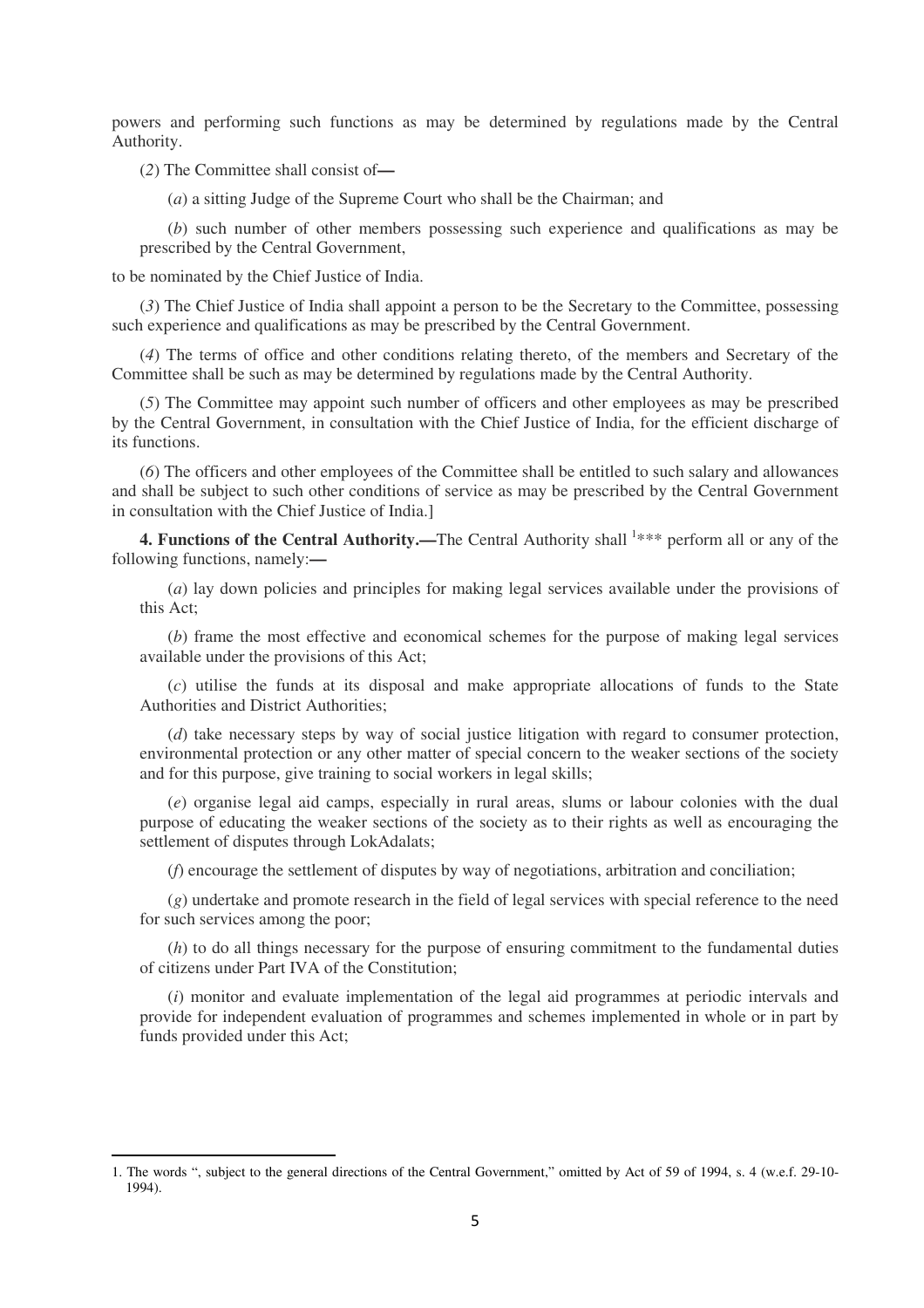powers and performing such functions as may be determined by regulations made by the Central Authority.

(*2*) The Committee shall consist of**—**

(*a*) a sitting Judge of the Supreme Court who shall be the Chairman; and

(*b*) such number of other members possessing such experience and qualifications as may be prescribed by the Central Government,

to be nominated by the Chief Justice of India.

(*3*) The Chief Justice of India shall appoint a person to be the Secretary to the Committee, possessing such experience and qualifications as may be prescribed by the Central Government.

(*4*) The terms of office and other conditions relating thereto, of the members and Secretary of the Committee shall be such as may be determined by regulations made by the Central Authority.

(*5*) The Committee may appoint such number of officers and other employees as may be prescribed by the Central Government, in consultation with the Chief Justice of India, for the efficient discharge of its functions.

(*6*) The officers and other employees of the Committee shall be entitled to such salary and allowances and shall be subject to such other conditions of service as may be prescribed by the Central Government in consultation with the Chief Justice of India.]

**4. Functions of the Central Authority.—**The Central Authority shall [1]*** perform all or any of the following functions, namely:**—**

(*a*) lay down policies and principles for making legal services available under the provisions of this Act;

(*b*) frame the most effective and economical schemes for the purpose of making legal services available under the provisions of this Act;

(*c*) utilise the funds at its disposal and make appropriate allocations of funds to the State Authorities and District Authorities;

(*d*) take necessary steps by way of social justice litigation with regard to consumer protection, environmental protection or any other matter of special concern to the weaker sections of the society and for this purpose, give training to social workers in legal skills;

(*e*) organise legal aid camps, especially in rural areas, slums or labour colonies with the dual purpose of educating the weaker sections of the society as to their rights as well as encouraging the settlement of disputes through LokAdalats;

(*f*) encourage the settlement of disputes by way of negotiations, arbitration and conciliation;

(*g*) undertake and promote research in the field of legal services with special reference to the need for such services among the poor;

(*h*) to do all things necessary for the purpose of ensuring commitment to the fundamental duties of citizens under Part IVA of the Constitution;

(*i*) monitor and evaluate implementation of the legal aid programmes at periodic intervals and provide for independent evaluation of programmes and schemes implemented in whole or in part by funds provided under this Act;

---

1. The words ", subject to the general directions of the Central Government," omitted by Act of 59 of 1994, s. 4 (w.e.f. 29-10-1994).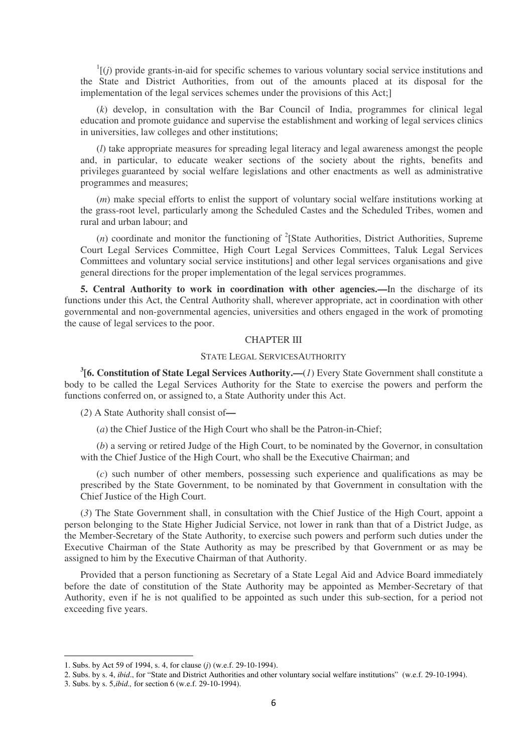[1][(*j*) provide grants-in-aid for specific schemes to various voluntary social service institutions and the State and District Authorities, from out of the amounts placed at its disposal for the implementation of the legal services schemes under the provisions of this Act;]

(*k*) develop, in consultation with the Bar Council of India, programmes for clinical legal education and promote guidance and supervise the establishment and working of legal services clinics in universities, law colleges and other institutions;

(*l*) take appropriate measures for spreading legal literacy and legal awareness amongst the people and, in particular, to educate weaker sections of the society about the rights, benefits and privileges guaranteed by social welfare legislations and other enactments as well as administrative programmes and measures;

(*m*) make special efforts to enlist the support of voluntary social welfare institutions working at the grass-root level, particularly among the Scheduled Castes and the Scheduled Tribes, women and rural and urban labour; and

(*n*) coordinate and monitor the functioning of [2][State Authorities, District Authorities, Supreme Court Legal Services Committee, High Court Legal Services Committees, Taluk Legal Services Committees and voluntary social service institutions] and other legal services organisations and give general directions for the proper implementation of the legal services programmes.

**5. Central Authority to work in coordination with other agencies.—**In the discharge of its functions under this Act, the Central Authority shall, wherever appropriate, act in coordination with other governmental and non-governmental agencies, universities and others engaged in the work of promoting the cause of legal services to the poor.

## CHAPTER III

### STATE LEGAL SERVICESAUTHORITY

[3]**[6. Constitution of State Legal Services Authority.—**(*1*) Every State Government shall constitute a body to be called the Legal Services Authority for the State to exercise the powers and perform the functions conferred on, or assigned to, a State Authority under this Act.

(*2*) A State Authority shall consist of—

(*a*) the Chief Justice of the High Court who shall be the Patron-in-Chief;

(*b*) a serving or retired Judge of the High Court, to be nominated by the Governor, in consultation with the Chief Justice of the High Court, who shall be the Executive Chairman; and

(*c*) such number of other members, possessing such experience and qualifications as may be prescribed by the State Government, to be nominated by that Government in consultation with the Chief Justice of the High Court.

(*3*) The State Government shall, in consultation with the Chief Justice of the High Court, appoint a person belonging to the State Higher Judicial Service, not lower in rank than that of a District Judge, as the Member-Secretary of the State Authority, to exercise such powers and perform such duties under the Executive Chairman of the State Authority as may be prescribed by that Government or as may be assigned to him by the Executive Chairman of that Authority.

Provided that a person functioning as Secretary of a State Legal Aid and Advice Board immediately before the date of constitution of the State Authority may be appointed as Member-Secretary of that Authority, even if he is not qualified to be appointed as such under this sub-section, for a period not exceeding five years.

---

1. Subs. by Act 59 of 1994, s. 4, for clause (*j*) (w.e.f. 29-10-1994).
2. Subs. by s. 4, *ibid*., for "State and District Authorities and other voluntary social welfare institutions" (w.e.f. 29-10-1994).
3. Subs. by s. 5,*ibid.,* for section 6 (w.e.f. 29-10-1994).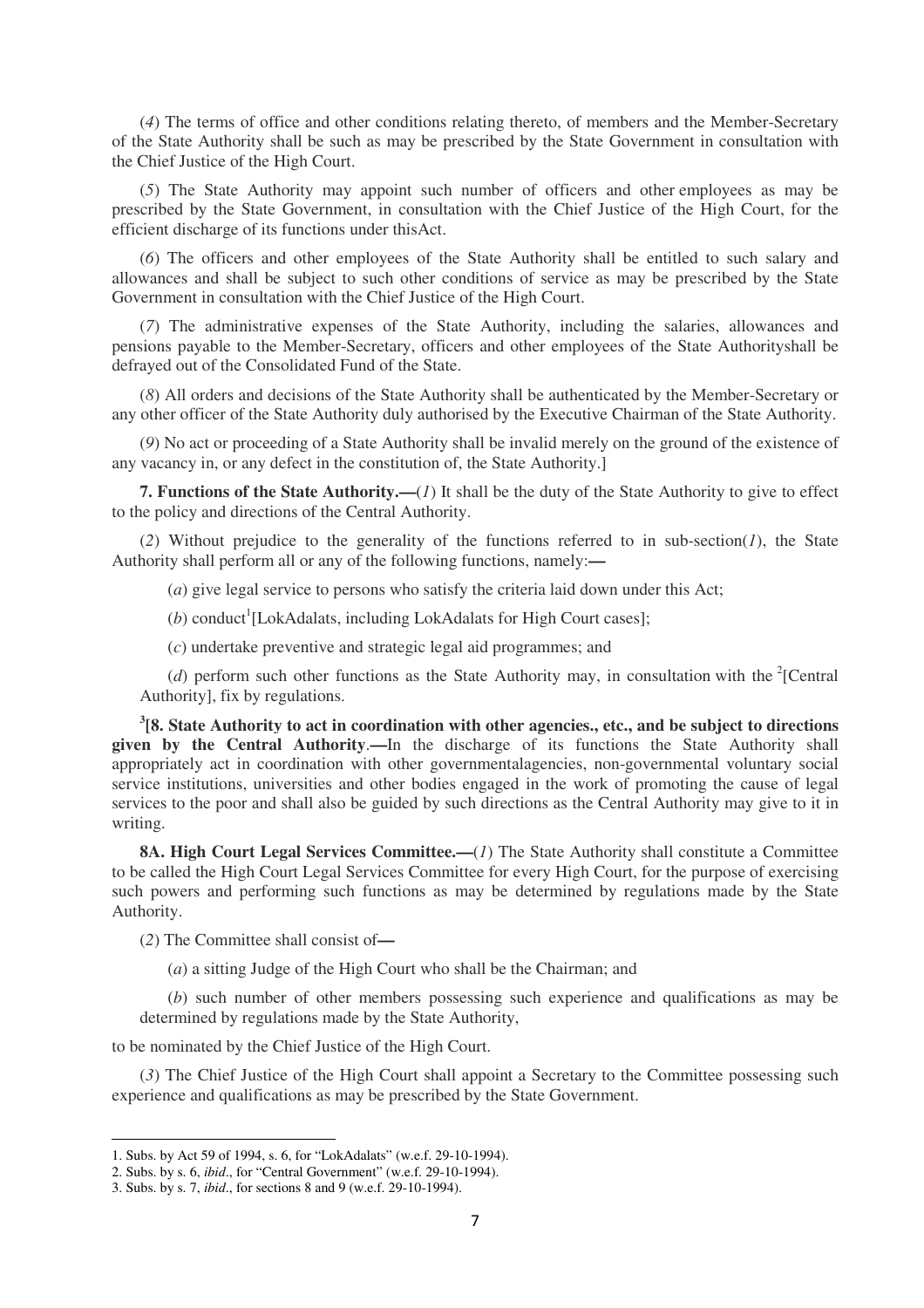(*4*) The terms of office and other conditions relating thereto, of members and the Member-Secretary of the State Authority shall be such as may be prescribed by the State Government in consultation with the Chief Justice of the High Court.

(*5*) The State Authority may appoint such number of officers and other employees as may be prescribed by the State Government, in consultation with the Chief Justice of the High Court, for the efficient discharge of its functions under thisAct.

(*6*) The officers and other employees of the State Authority shall be entitled to such salary and allowances and shall be subject to such other conditions of service as may be prescribed by the State Government in consultation with the Chief Justice of the High Court.

(*7*) The administrative expenses of the State Authority, including the salaries, allowances and pensions payable to the Member-Secretary, officers and other employees of the State Authorityshall be defrayed out of the Consolidated Fund of the State.

(*8*) All orders and decisions of the State Authority shall be authenticated by the Member-Secretary or any other officer of the State Authority duly authorised by the Executive Chairman of the State Authority.

(*9*) No act or proceeding of a State Authority shall be invalid merely on the ground of the existence of any vacancy in, or any defect in the constitution of, the State Authority.]

**7. Functions of the State Authority.—**(*1*) It shall be the duty of the State Authority to give to effect to the policy and directions of the Central Authority.

(*2*) Without prejudice to the generality of the functions referred to in sub-section(*1*), the State Authority shall perform all or any of the following functions, namely:—

(*a*) give legal service to persons who satisfy the criteria laid down under this Act;

(*b*) conduct[1][LokAdalats, including LokAdalats for High Court cases];

(*c*) undertake preventive and strategic legal aid programmes; and

(*d*) perform such other functions as the State Authority may, in consultation with the [2][Central Authority], fix by regulations.

[3]**[8. State Authority to act in coordination with other agencies., etc., and be subject to directions given by the Central Authority.—**In the discharge of its functions the State Authority shall appropriately act in coordination with other governmentalagencies, non-governmental voluntary social service institutions, universities and other bodies engaged in the work of promoting the cause of legal services to the poor and shall also be guided by such directions as the Central Authority may give to it in writing.

**8A. High Court Legal Services Committee.—**(*1*) The State Authority shall constitute a Committee to be called the High Court Legal Services Committee for every High Court, for the purpose of exercising such powers and performing such functions as may be determined by regulations made by the State Authority.

(*2*) The Committee shall consist of—

(*a*) a sitting Judge of the High Court who shall be the Chairman; and

(*b*) such number of other members possessing such experience and qualifications as may be determined by regulations made by the State Authority,

to be nominated by the Chief Justice of the High Court.

(*3*) The Chief Justice of the High Court shall appoint a Secretary to the Committee possessing such experience and qualifications as may be prescribed by the State Government.

---

1. Subs. by Act 59 of 1994, s. 6, for "LokAdalats" (w.e.f. 29-10-1994).
2. Subs. by s. 6, *ibid*., for "Central Government" (w.e.f. 29-10-1994).
3. Subs. by s. 7, *ibid*., for sections 8 and 9 (w.e.f. 29-10-1994).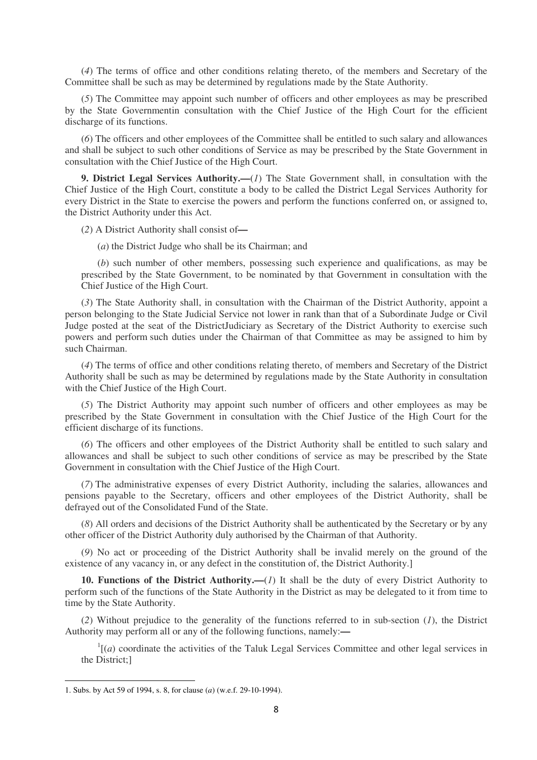(*4*) The terms of office and other conditions relating thereto, of the members and Secretary of the Committee shall be such as may be determined by regulations made by the State Authority.

(*5*) The Committee may appoint such number of officers and other employees as may be prescribed by the State Governmentin consultation with the Chief Justice of the High Court for the efficient discharge of its functions.

(*6*) The officers and other employees of the Committee shall be entitled to such salary and allowances and shall be subject to such other conditions of Service as may be prescribed by the State Government in consultation with the Chief Justice of the High Court.

**9. District Legal Services Authority.—**(*1*) The State Government shall, in consultation with the Chief Justice of the High Court, constitute a body to be called the District Legal Services Authority for every District in the State to exercise the powers and perform the functions conferred on, or assigned to, the District Authority under this Act.

(*2*) A District Authority shall consist of**—**

(*a*) the District Judge who shall be its Chairman; and

(*b*) such number of other members, possessing such experience and qualifications, as may be prescribed by the State Government, to be nominated by that Government in consultation with the Chief Justice of the High Court.

(*3*) The State Authority shall, in consultation with the Chairman of the District Authority, appoint a person belonging to the State Judicial Service not lower in rank than that of a Subordinate Judge or Civil Judge posted at the seat of the DistrictJudiciary as Secretary of the District Authority to exercise such powers and perform such duties under the Chairman of that Committee as may be assigned to him by such Chairman.

(*4*) The terms of office and other conditions relating thereto, of members and Secretary of the District Authority shall be such as may be determined by regulations made by the State Authority in consultation with the Chief Justice of the High Court.

(*5*) The District Authority may appoint such number of officers and other employees as may be prescribed by the State Government in consultation with the Chief Justice of the High Court for the efficient discharge of its functions.

(*6*) The officers and other employees of the District Authority shall be entitled to such salary and allowances and shall be subject to such other conditions of service as may be prescribed by the State Government in consultation with the Chief Justice of the High Court.

(*7*) The administrative expenses of every District Authority, including the salaries, allowances and pensions payable to the Secretary, officers and other employees of the District Authority, shall be defrayed out of the Consolidated Fund of the State.

(*8*) All orders and decisions of the District Authority shall be authenticated by the Secretary or by any other officer of the District Authority duly authorised by the Chairman of that Authority.

(*9*) No act or proceeding of the District Authority shall be invalid merely on the ground of the existence of any vacancy in, or any defect in the constitution of, the District Authority.]

**10. Functions of the District Authority.—**(*1*) It shall be the duty of every District Authority to perform such of the functions of the State Authority in the District as may be delegated to it from time to time by the State Authority.

(*2*) Without prejudice to the generality of the functions referred to in sub-section (*1*), the District Authority may perform all or any of the following functions, namely:**—**

[1][(*a*) coordinate the activities of the Taluk Legal Services Committee and other legal services in the District;]

---

1. Subs. by Act 59 of 1994, s. 8, for clause (*a*) (w.e.f. 29-10-1994).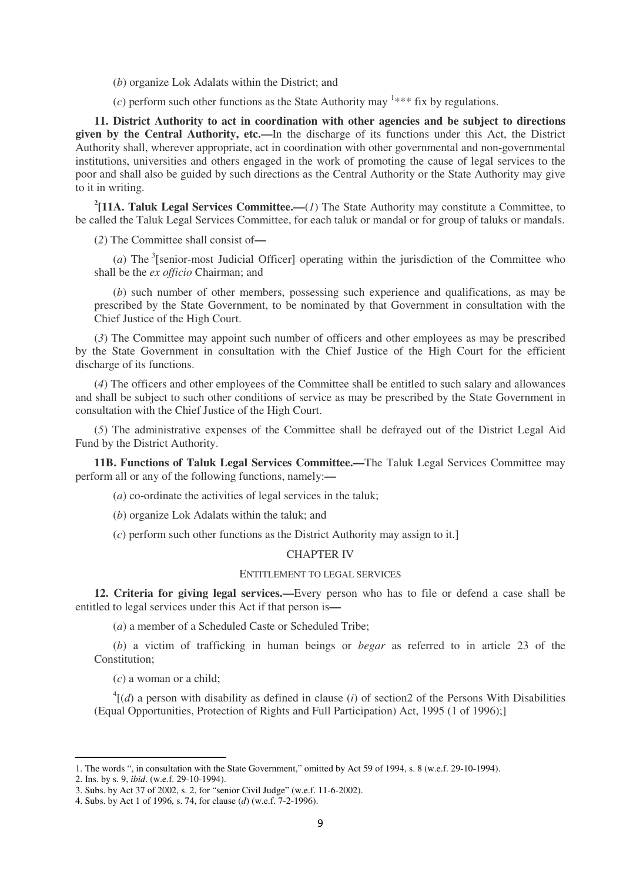(*b*) organize Lok Adalats within the District; and

(*c*) perform such other functions as the State Authority may [1]*** fix by regulations.

**11. District Authority to act in coordination with other agencies and be subject to directions given by the Central Authority, etc.—**In the discharge of its functions under this Act, the District Authority shall, wherever appropriate, act in coordination with other governmental and non-governmental institutions, universities and others engaged in the work of promoting the cause of legal services to the poor and shall also be guided by such directions as the Central Authority or the State Authority may give to it in writing.

[2][**11A. Taluk Legal Services Committee.—**(*1*) The State Authority may constitute a Committee, to be called the Taluk Legal Services Committee, for each taluk or mandal or for group of taluks or mandals.

(*2*) The Committee shall consist of—

(*a*) The [3][senior-most Judicial Officer] operating within the jurisdiction of the Committee who shall be the *ex officio* Chairman; and

(*b*) such number of other members, possessing such experience and qualifications, as may be prescribed by the State Government, to be nominated by that Government in consultation with the Chief Justice of the High Court.

(*3*) The Committee may appoint such number of officers and other employees as may be prescribed by the State Government in consultation with the Chief Justice of the High Court for the efficient discharge of its functions.

(*4*) The officers and other employees of the Committee shall be entitled to such salary and allowances and shall be subject to such other conditions of service as may be prescribed by the State Government in consultation with the Chief Justice of the High Court.

(*5*) The administrative expenses of the Committee shall be defrayed out of the District Legal Aid Fund by the District Authority.

**11B. Functions of Taluk Legal Services Committee.—**The Taluk Legal Services Committee may perform all or any of the following functions, namely:—

(*a*) co-ordinate the activities of legal services in the taluk;

(*b*) organize Lok Adalats within the taluk; and

(*c*) perform such other functions as the District Authority may assign to it.]

## CHAPTER IV

### ENTITLEMENT TO LEGAL SERVICES

**12. Criteria for giving legal services.—**Every person who has to file or defend a case shall be entitled to legal services under this Act if that person is—

(*a*) a member of a Scheduled Caste or Scheduled Tribe;

(*b*) a victim of trafficking in human beings or *begar* as referred to in article 23 of the Constitution;

(*c*) a woman or a child;

[4][(*d*) a person with disability as defined in clause (*i*) of section2 of the Persons With Disabilities (Equal Opportunities, Protection of Rights and Full Participation) Act, 1995 (1 of 1996);]

---

1. The words ", in consultation with the State Government," omitted by Act 59 of 1994, s. 8 (w.e.f. 29-10-1994).
2. Ins. by s. 9, *ibid*. (w.e.f. 29-10-1994).
3. Subs. by Act 37 of 2002, s. 2, for "senior Civil Judge" (w.e.f. 11-6-2002).
4. Subs. by Act 1 of 1996, s. 74, for clause (*d*) (w.e.f. 7-2-1996).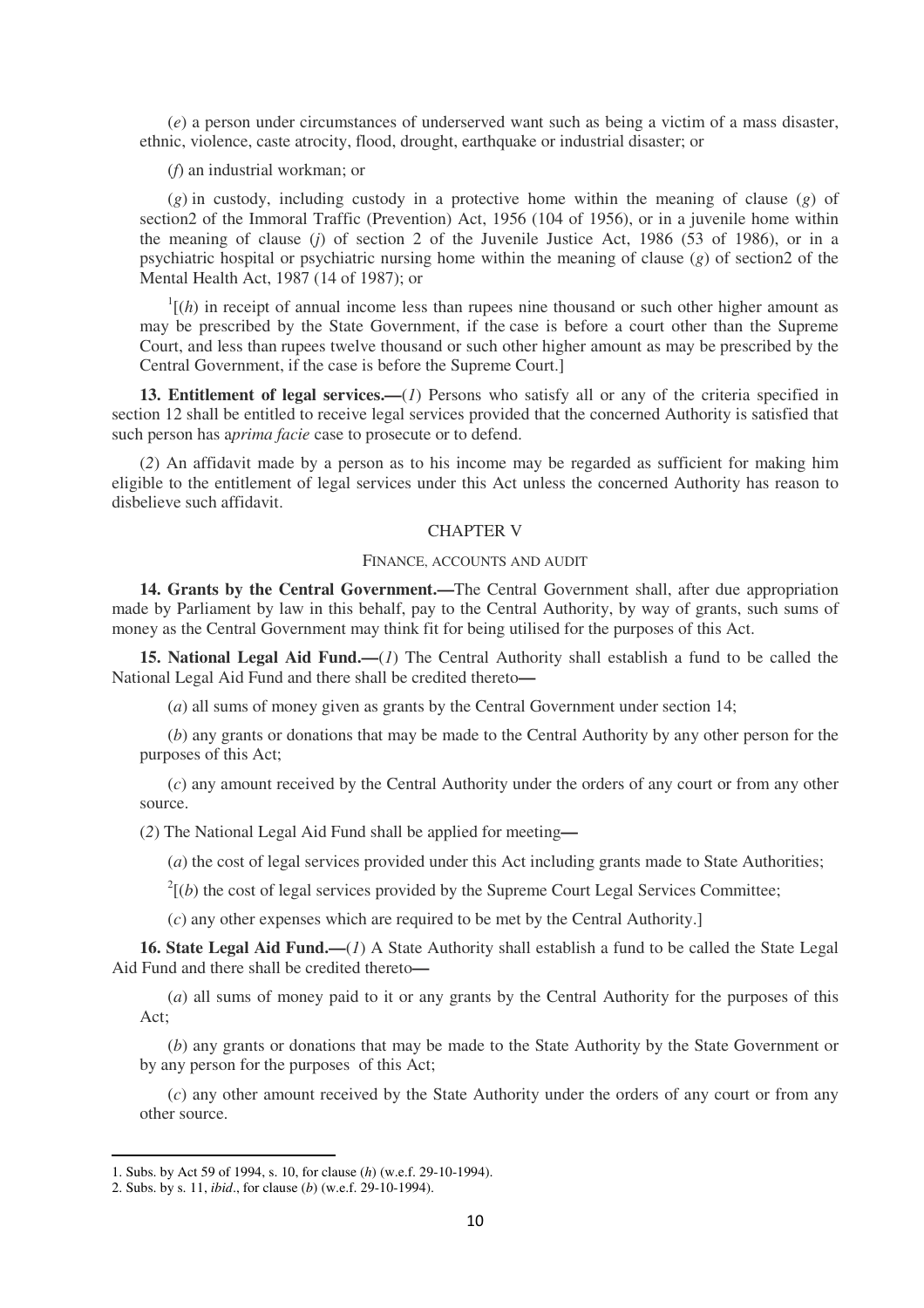(*e*) a person under circumstances of underserved want such as being a victim of a mass disaster, ethnic, violence, caste atrocity, flood, drought, earthquake or industrial disaster; or

(*f*) an industrial workman; or

(*g*) in custody, including custody in a protective home within the meaning of clause (*g*) of section2 of the Immoral Traffic (Prevention) Act, 1956 (104 of 1956), or in a juvenile home within the meaning of clause (*j*) of section 2 of the Juvenile Justice Act, 1986 (53 of 1986), or in a psychiatric hospital or psychiatric nursing home within the meaning of clause (*g*) of section2 of the Mental Health Act, 1987 (14 of 1987); or

[1][(*h*) in receipt of annual income less than rupees nine thousand or such other higher amount as may be prescribed by the State Government, if the case is before a court other than the Supreme Court, and less than rupees twelve thousand or such other higher amount as may be prescribed by the Central Government, if the case is before the Supreme Court.]

**13. Entitlement of legal services.—**(*1*) Persons who satisfy all or any of the criteria specified in section 12 shall be entitled to receive legal services provided that the concerned Authority is satisfied that such person has a*prima facie* case to prosecute or to defend.

(*2*) An affidavit made by a person as to his income may be regarded as sufficient for making him eligible to the entitlement of legal services under this Act unless the concerned Authority has reason to disbelieve such affidavit.

## CHAPTER V

### FINANCE, ACCOUNTS AND AUDIT

**14. Grants by the Central Government.—**The Central Government shall, after due appropriation made by Parliament by law in this behalf, pay to the Central Authority, by way of grants, such sums of money as the Central Government may think fit for being utilised for the purposes of this Act.

**15. National Legal Aid Fund.—**(*1*) The Central Authority shall establish a fund to be called the National Legal Aid Fund and there shall be credited thereto—

(*a*) all sums of money given as grants by the Central Government under section 14;

(*b*) any grants or donations that may be made to the Central Authority by any other person for the purposes of this Act;

(*c*) any amount received by the Central Authority under the orders of any court or from any other source.

(*2*) The National Legal Aid Fund shall be applied for meeting—

(*a*) the cost of legal services provided under this Act including grants made to State Authorities;

[2][(*b*) the cost of legal services provided by the Supreme Court Legal Services Committee;

(*c*) any other expenses which are required to be met by the Central Authority.]

**16. State Legal Aid Fund.—**(*1*) A State Authority shall establish a fund to be called the State Legal Aid Fund and there shall be credited thereto—

(*a*) all sums of money paid to it or any grants by the Central Authority for the purposes of this Act;

(*b*) any grants or donations that may be made to the State Authority by the State Government or by any person for the purposes of this Act;

(*c*) any other amount received by the State Authority under the orders of any court or from any other source.

---

1. Subs. by Act 59 of 1994, s. 10, for clause (*h*) (w.e.f. 29-10-1994).
2. Subs. by s. 11, *ibid*., for clause (*b*) (w.e.f. 29-10-1994).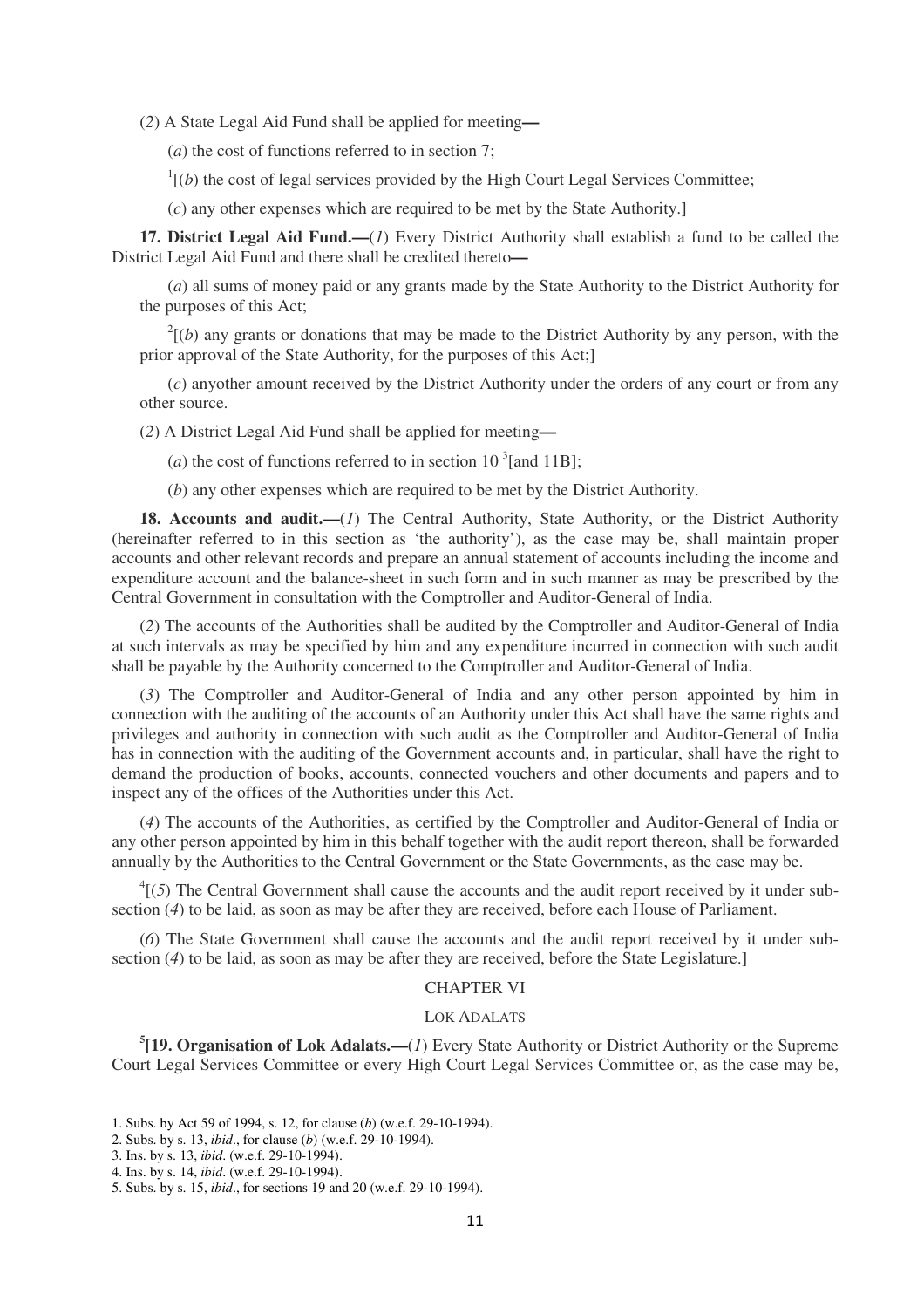(*2*) A State Legal Aid Fund shall be applied for meeting**—**

(*a*) the cost of functions referred to in section 7;

[1][(*b*) the cost of legal services provided by the High Court Legal Services Committee;

(*c*) any other expenses which are required to be met by the State Authority.]

**17. District Legal Aid Fund.—**(*1*) Every District Authority shall establish a fund to be called the District Legal Aid Fund and there shall be credited thereto**—**

(*a*) all sums of money paid or any grants made by the State Authority to the District Authority for the purposes of this Act;

[2][(*b*) any grants or donations that may be made to the District Authority by any person, with the prior approval of the State Authority, for the purposes of this Act;]

(*c*) anyother amount received by the District Authority under the orders of any court or from any other source.

(*2*) A District Legal Aid Fund shall be applied for meeting**—**

(*a*) the cost of functions referred to in section 10 [3][and 11B];

(*b*) any other expenses which are required to be met by the District Authority.

**18. Accounts and audit.—**(*1*) The Central Authority, State Authority, or the District Authority (hereinafter referred to in this section as 'the authority'), as the case may be, shall maintain proper accounts and other relevant records and prepare an annual statement of accounts including the income and expenditure account and the balance-sheet in such form and in such manner as may be prescribed by the Central Government in consultation with the Comptroller and Auditor-General of India.

(*2*) The accounts of the Authorities shall be audited by the Comptroller and Auditor-General of India at such intervals as may be specified by him and any expenditure incurred in connection with such audit shall be payable by the Authority concerned to the Comptroller and Auditor-General of India.

(*3*) The Comptroller and Auditor-General of India and any other person appointed by him in connection with the auditing of the accounts of an Authority under this Act shall have the same rights and privileges and authority in connection with such audit as the Comptroller and Auditor-General of India has in connection with the auditing of the Government accounts and, in particular, shall have the right to demand the production of books, accounts, connected vouchers and other documents and papers and to inspect any of the offices of the Authorities under this Act.

(*4*) The accounts of the Authorities, as certified by the Comptroller and Auditor-General of India or any other person appointed by him in this behalf together with the audit report thereon, shall be forwarded annually by the Authorities to the Central Government or the State Governments, as the case may be.

[4][(*5*) The Central Government shall cause the accounts and the audit report received by it under sub-section (*4*) to be laid, as soon as may be after they are received, before each House of Parliament.

(*6*) The State Government shall cause the accounts and the audit report received by it under sub-section (*4*) to be laid, as soon as may be after they are received, before the State Legislature.]

## CHAPTER VI

### LOK ADALATS

[5]**[19. Organisation of Lok Adalats.—**(*1*) Every State Authority or District Authority or the Supreme Court Legal Services Committee or every High Court Legal Services Committee or, as the case may be,

---

1. Subs. by Act 59 of 1994, s. 12, for clause (*b*) (w.e.f. 29-10-1994).
2. Subs. by s. 13, *ibid*., for clause (*b*) (w.e.f. 29-10-1994).
3. Ins. by s. 13, *ibid*. (w.e.f. 29-10-1994).
4. Ins. by s. 14, *ibid*. (w.e.f. 29-10-1994).
5. Subs. by s. 15, *ibid*., for sections 19 and 20 (w.e.f. 29-10-1994).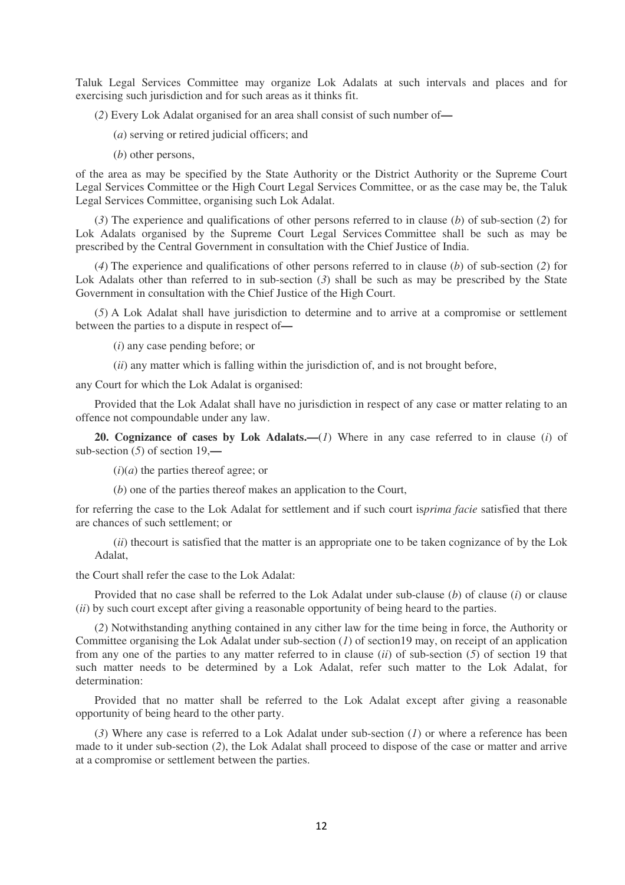Taluk Legal Services Committee may organize Lok Adalats at such intervals and places and for exercising such jurisdiction and for such areas as it thinks fit.

(*2*) Every Lok Adalat organised for an area shall consist of such number of**—**

(*a*) serving or retired judicial officers; and

(*b*) other persons,

of the area as may be specified by the State Authority or the District Authority or the Supreme Court Legal Services Committee or the High Court Legal Services Committee, or as the case may be, the Taluk Legal Services Committee, organising such Lok Adalat.

(*3*) The experience and qualifications of other persons referred to in clause (*b*) of sub-section (*2*) for Lok Adalats organised by the Supreme Court Legal Services Committee shall be such as may be prescribed by the Central Government in consultation with the Chief Justice of India.

(*4*) The experience and qualifications of other persons referred to in clause (*b*) of sub-section (*2*) for Lok Adalats other than referred to in sub-section (*3*) shall be such as may be prescribed by the State Government in consultation with the Chief Justice of the High Court.

(*5*) A Lok Adalat shall have jurisdiction to determine and to arrive at a compromise or settlement between the parties to a dispute in respect of**—**

(*i*) any case pending before; or

(*ii*) any matter which is falling within the jurisdiction of, and is not brought before,

any Court for which the Lok Adalat is organised:

Provided that the Lok Adalat shall have no jurisdiction in respect of any case or matter relating to an offence not compoundable under any law.

**20. Cognizance of cases by Lok Adalats.—**(*1*) Where in any case referred to in clause (*i*) of sub-section (*5*) of section 19,**—**

(*i*)(*a*) the parties thereof agree; or

(*b*) one of the parties thereof makes an application to the Court,

for referring the case to the Lok Adalat for settlement and if such court is*prima facie* satisfied that there are chances of such settlement; or

(*ii*) thecourt is satisfied that the matter is an appropriate one to be taken cognizance of by the Lok Adalat,

the Court shall refer the case to the Lok Adalat:

Provided that no case shall be referred to the Lok Adalat under sub-clause (*b*) of clause (*i*) or clause (*ii*) by such court except after giving a reasonable opportunity of being heard to the parties.

(*2*) Notwithstanding anything contained in any cither law for the time being in force, the Authority or Committee organising the Lok Adalat under sub-section (*1*) of section19 may, on receipt of an application from any one of the parties to any matter referred to in clause (*ii*) of sub-section (*5*) of section 19 that such matter needs to be determined by a Lok Adalat, refer such matter to the Lok Adalat, for determination:

Provided that no matter shall be referred to the Lok Adalat except after giving a reasonable opportunity of being heard to the other party.

(*3*) Where any case is referred to a Lok Adalat under sub-section (*1*) or where a reference has been made to it under sub-section (*2*), the Lok Adalat shall proceed to dispose of the case or matter and arrive at a compromise or settlement between the parties.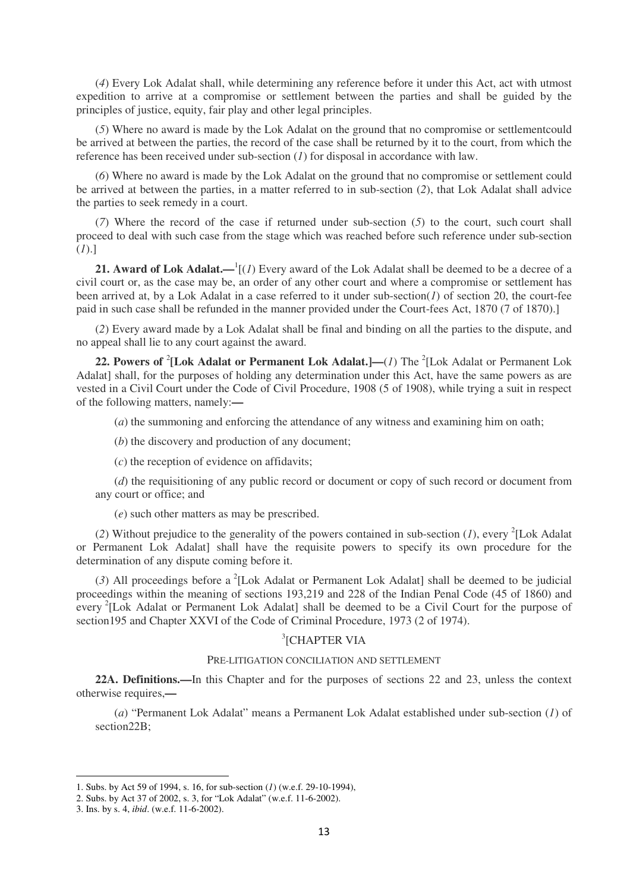(*4*) Every Lok Adalat shall, while determining any reference before it under this Act, act with utmost expedition to arrive at a compromise or settlement between the parties and shall be guided by the principles of justice, equity, fair play and other legal principles.

(*5*) Where no award is made by the Lok Adalat on the ground that no compromise or settlementcould be arrived at between the parties, the record of the case shall be returned by it to the court, from which the reference has been received under sub-section (*1*) for disposal in accordance with law.

(*6*) Where no award is made by the Lok Adalat on the ground that no compromise or settlement could be arrived at between the parties, in a matter referred to in sub-section (*2*), that Lok Adalat shall advice the parties to seek remedy in a court.

(*7*) Where the record of the case if returned under sub-section (*5*) to the court, such court shall proceed to deal with such case from the stage which was reached before such reference under sub-section (*1*).]

**21. Award of Lok Adalat.—**[1][(*1*) Every award of the Lok Adalat shall be deemed to be a decree of a civil court or, as the case may be, an order of any other court and where a compromise or settlement has been arrived at, by a Lok Adalat in a case referred to it under sub-section(*1*) of section 20, the court-fee paid in such case shall be refunded in the manner provided under the Court-fees Act, 1870 (7 of 1870).]

(*2*) Every award made by a Lok Adalat shall be final and binding on all the parties to the dispute, and no appeal shall lie to any court against the award.

**22. Powers of** [2]**[Lok Adalat or Permanent Lok Adalat.]—**(*1*) The [2][Lok Adalat or Permanent Lok Adalat] shall, for the purposes of holding any determination under this Act, have the same powers as are vested in a Civil Court under the Code of Civil Procedure, 1908 (5 of 1908), while trying a suit in respect of the following matters, namely:—

(*a*) the summoning and enforcing the attendance of any witness and examining him on oath;

(*b*) the discovery and production of any document;

(*c*) the reception of evidence on affidavits;

(*d*) the requisitioning of any public record or document or copy of such record or document from any court or office; and

(*e*) such other matters as may be prescribed.

(*2*) Without prejudice to the generality of the powers contained in sub-section (*1*), every [2][Lok Adalat or Permanent Lok Adalat] shall have the requisite powers to specify its own procedure for the determination of any dispute coming before it.

(*3*) All proceedings before a [2][Lok Adalat or Permanent Lok Adalat] shall be deemed to be judicial proceedings within the meaning of sections 193,219 and 228 of the Indian Penal Code (45 of 1860) and every [2][Lok Adalat or Permanent Lok Adalat] shall be deemed to be a Civil Court for the purpose of section195 and Chapter XXVI of the Code of Criminal Procedure, 1973 (2 of 1974).

[3][CHAPTER VIA

PRE-LITIGATION CONCILIATION AND SETTLEMENT

**22A. Definitions.—**In this Chapter and for the purposes of sections 22 and 23, unless the context otherwise requires,—

(*a*) "Permanent Lok Adalat" means a Permanent Lok Adalat established under sub-section (*1*) of section22B;

---

1. Subs. by Act 59 of 1994, s. 16, for sub-section (*1*) (w.e.f. 29-10-1994),
2. Subs. by Act 37 of 2002, s. 3, for "Lok Adalat" (w.e.f. 11-6-2002).
3. Ins. by s. 4, *ibid*. (w.e.f. 11-6-2002).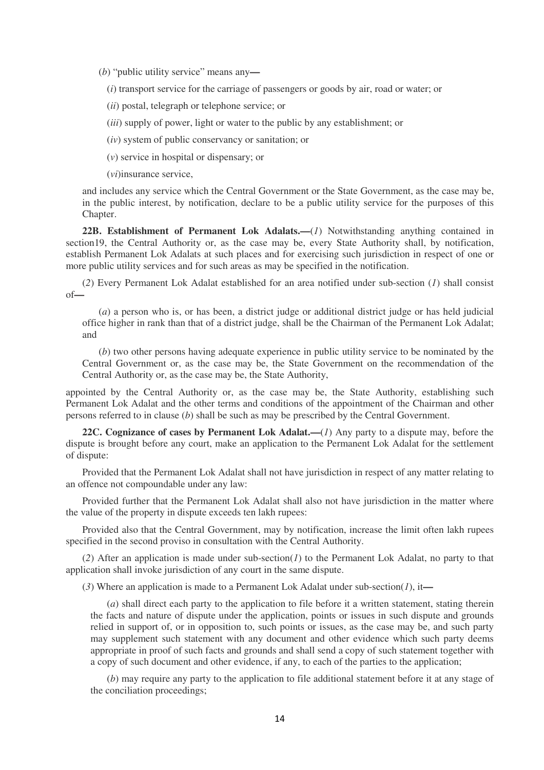(*b*) "public utility service" means any—

(*i*) transport service for the carriage of passengers or goods by air, road or water; or

(*ii*) postal, telegraph or telephone service; or

(*iii*) supply of power, light or water to the public by any establishment; or

(*iv*) system of public conservancy or sanitation; or

(*v*) service in hospital or dispensary; or

(*vi*)insurance service,

and includes any service which the Central Government or the State Government, as the case may be, in the public interest, by notification, declare to be a public utility service for the purposes of this Chapter.

**22B. Establishment of Permanent Lok Adalats.—**(*1*) Notwithstanding anything contained in section19, the Central Authority or, as the case may be, every State Authority shall, by notification, establish Permanent Lok Adalats at such places and for exercising such jurisdiction in respect of one or more public utility services and for such areas as may be specified in the notification.

(*2*) Every Permanent Lok Adalat established for an area notified under sub-section (*1*) shall consist of—

(*a*) a person who is, or has been, a district judge or additional district judge or has held judicial office higher in rank than that of a district judge, shall be the Chairman of the Permanent Lok Adalat; and

(*b*) two other persons having adequate experience in public utility service to be nominated by the Central Government or, as the case may be, the State Government on the recommendation of the Central Authority or, as the case may be, the State Authority,

appointed by the Central Authority or, as the case may be, the State Authority, establishing such Permanent Lok Adalat and the other terms and conditions of the appointment of the Chairman and other persons referred to in clause (*b*) shall be such as may be prescribed by the Central Government.

**22C. Cognizance of cases by Permanent Lok Adalat.—**(*1*) Any party to a dispute may, before the dispute is brought before any court, make an application to the Permanent Lok Adalat for the settlement of dispute:

Provided that the Permanent Lok Adalat shall not have jurisdiction in respect of any matter relating to an offence not compoundable under any law:

Provided further that the Permanent Lok Adalat shall also not have jurisdiction in the matter where the value of the property in dispute exceeds ten lakh rupees:

Provided also that the Central Government, may by notification, increase the limit often lakh rupees specified in the second proviso in consultation with the Central Authority.

(*2*) After an application is made under sub-section(*1*) to the Permanent Lok Adalat, no party to that application shall invoke jurisdiction of any court in the same dispute.

(*3*) Where an application is made to a Permanent Lok Adalat under sub-section(*1*), it—

(*a*) shall direct each party to the application to file before it a written statement, stating therein the facts and nature of dispute under the application, points or issues in such dispute and grounds relied in support of, or in opposition to, such points or issues, as the case may be, and such party may supplement such statement with any document and other evidence which such party deems appropriate in proof of such facts and grounds and shall send a copy of such statement together with a copy of such document and other evidence, if any, to each of the parties to the application;

(*b*) may require any party to the application to file additional statement before it at any stage of the conciliation proceedings;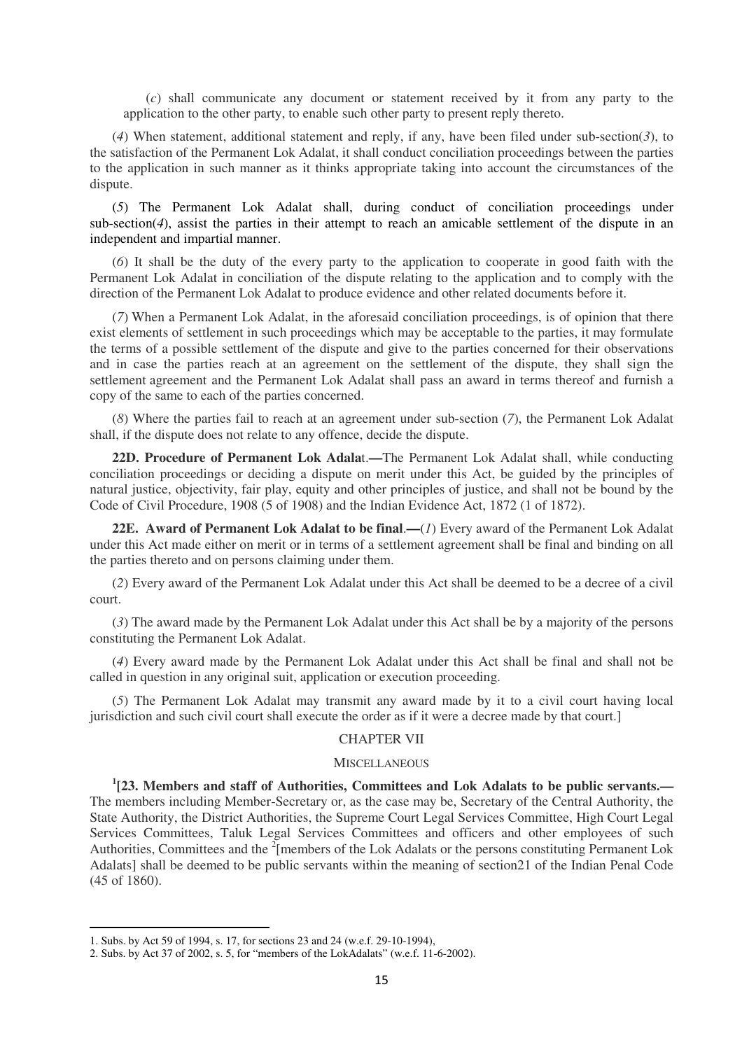(*c*) shall communicate any document or statement received by it from any party to the application to the other party, to enable such other party to present reply thereto.

(*4*) When statement, additional statement and reply, if any, have been filed under sub-section(*3*), to the satisfaction of the Permanent Lok Adalat, it shall conduct conciliation proceedings between the parties to the application in such manner as it thinks appropriate taking into account the circumstances of the dispute.

(*5*) The Permanent Lok Adalat shall, during conduct of conciliation proceedings under sub-section(*4*), assist the parties in their attempt to reach an amicable settlement of the dispute in an independent and impartial manner.

(*6*) It shall be the duty of the every party to the application to cooperate in good faith with the Permanent Lok Adalat in conciliation of the dispute relating to the application and to comply with the direction of the Permanent Lok Adalat to produce evidence and other related documents before it.

(*7*) When a Permanent Lok Adalat, in the aforesaid conciliation proceedings, is of opinion that there exist elements of settlement in such proceedings which may be acceptable to the parties, it may formulate the terms of a possible settlement of the dispute and give to the parties concerned for their observations and in case the parties reach at an agreement on the settlement of the dispute, they shall sign the settlement agreement and the Permanent Lok Adalat shall pass an award in terms thereof and furnish a copy of the same to each of the parties concerned.

(*8*) Where the parties fail to reach at an agreement under sub-section (*7*), the Permanent Lok Adalat shall, if the dispute does not relate to any offence, decide the dispute.

**22D. Procedure of Permanent Lok Adalat.—**The Permanent Lok Adalat shall, while conducting conciliation proceedings or deciding a dispute on merit under this Act, be guided by the principles of natural justice, objectivity, fair play, equity and other principles of justice, and shall not be bound by the Code of Civil Procedure, 1908 (5 of 1908) and the Indian Evidence Act, 1872 (1 of 1872).

**22E. Award of Permanent Lok Adalat to be final.—**(*1*) Every award of the Permanent Lok Adalat under this Act made either on merit or in terms of a settlement agreement shall be final and binding on all the parties thereto and on persons claiming under them.

(*2*) Every award of the Permanent Lok Adalat under this Act shall be deemed to be a decree of a civil court.

(*3*) The award made by the Permanent Lok Adalat under this Act shall be by a majority of the persons constituting the Permanent Lok Adalat.

(*4*) Every award made by the Permanent Lok Adalat under this Act shall be final and shall not be called in question in any original suit, application or execution proceeding.

(*5*) The Permanent Lok Adalat may transmit any award made by it to a civil court having local jurisdiction and such civil court shall execute the order as if it were a decree made by that court.]

## CHAPTER VII

### MISCELLANEOUS

[1][**23. Members and staff of Authorities, Committees and Lok Adalats to be public servants.—** The members including Member-Secretary or, as the case may be, Secretary of the Central Authority, the State Authority, the District Authorities, the Supreme Court Legal Services Committee, High Court Legal Services Committees, Taluk Legal Services Committees and officers and other employees of such Authorities, Committees and the [2][members of the Lok Adalats or the persons constituting Permanent Lok Adalats] shall be deemed to be public servants within the meaning of section21 of the Indian Penal Code (45 of 1860).

---

1. Subs. by Act 59 of 1994, s. 17, for sections 23 and 24 (w.e.f. 29-10-1994),
2. Subs. by Act 37 of 2002, s. 5, for "members of the LokAdalats" (w.e.f. 11-6-2002).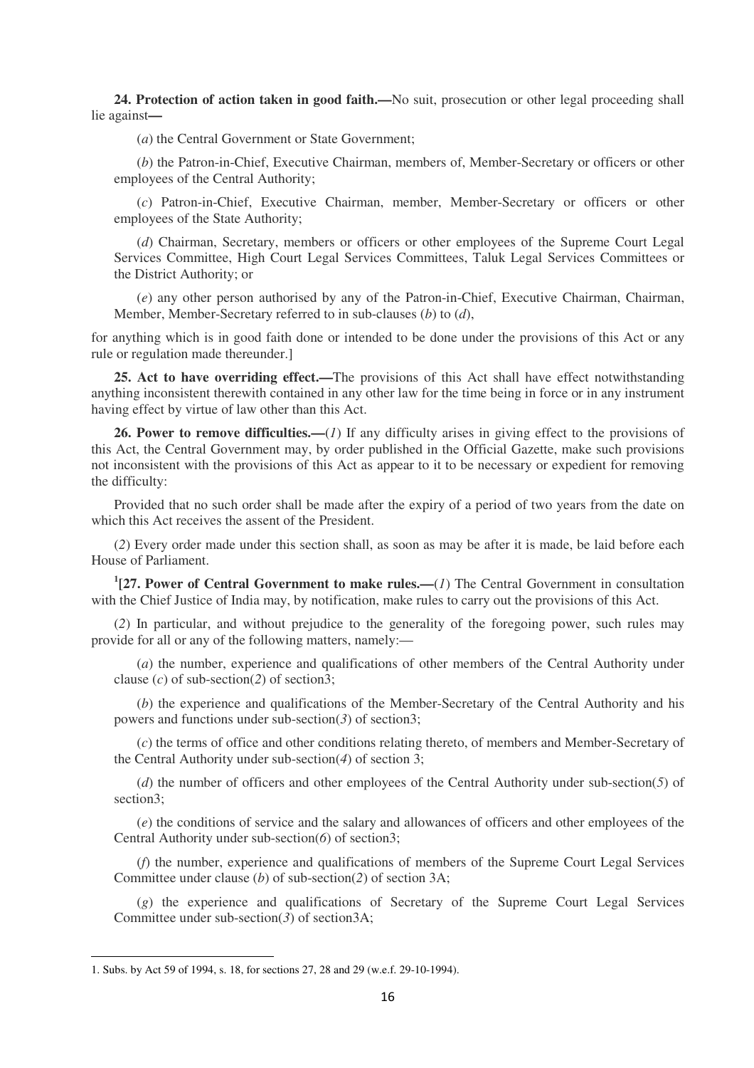**24. Protection of action taken in good faith.—**No suit, prosecution or other legal proceeding shall lie against**—**

(*a*) the Central Government or State Government;

(*b*) the Patron-in-Chief, Executive Chairman, members of, Member-Secretary or officers or other employees of the Central Authority;

(*c*) Patron-in-Chief, Executive Chairman, member, Member-Secretary or officers or other employees of the State Authority;

(*d*) Chairman, Secretary, members or officers or other employees of the Supreme Court Legal Services Committee, High Court Legal Services Committees, Taluk Legal Services Committees or the District Authority; or

(*e*) any other person authorised by any of the Patron-in-Chief, Executive Chairman, Chairman, Member, Member-Secretary referred to in sub-clauses (*b*) to (*d*),

for anything which is in good faith done or intended to be done under the provisions of this Act or any rule or regulation made thereunder.]

**25. Act to have overriding effect.—**The provisions of this Act shall have effect notwithstanding anything inconsistent therewith contained in any other law for the time being in force or in any instrument having effect by virtue of law other than this Act.

**26. Power to remove difficulties.—**(*1*) If any difficulty arises in giving effect to the provisions of this Act, the Central Government may, by order published in the Official Gazette, make such provisions not inconsistent with the provisions of this Act as appear to it to be necessary or expedient for removing the difficulty:

Provided that no such order shall be made after the expiry of a period of two years from the date on which this Act receives the assent of the President.

(*2*) Every order made under this section shall, as soon as may be after it is made, be laid before each House of Parliament.

[1]**[27. Power of Central Government to make rules.—**(*1*) The Central Government in consultation with the Chief Justice of India may, by notification, make rules to carry out the provisions of this Act.

(*2*) In particular, and without prejudice to the generality of the foregoing power, such rules may provide for all or any of the following matters, namely:—

(*a*) the number, experience and qualifications of other members of the Central Authority under clause (*c*) of sub-section(*2*) of section3;

(*b*) the experience and qualifications of the Member-Secretary of the Central Authority and his powers and functions under sub-section(*3*) of section3;

(*c*) the terms of office and other conditions relating thereto, of members and Member-Secretary of the Central Authority under sub-section(*4*) of section 3;

(*d*) the number of officers and other employees of the Central Authority under sub-section(*5*) of section3;

(*e*) the conditions of service and the salary and allowances of officers and other employees of the Central Authority under sub-section(*6*) of section3;

(*f*) the number, experience and qualifications of members of the Supreme Court Legal Services Committee under clause (*b*) of sub-section(*2*) of section 3A;

(*g*) the experience and qualifications of Secretary of the Supreme Court Legal Services Committee under sub-section(*3*) of section3A;

---

1. Subs. by Act 59 of 1994, s. 18, for sections 27, 28 and 29 (w.e.f. 29-10-1994).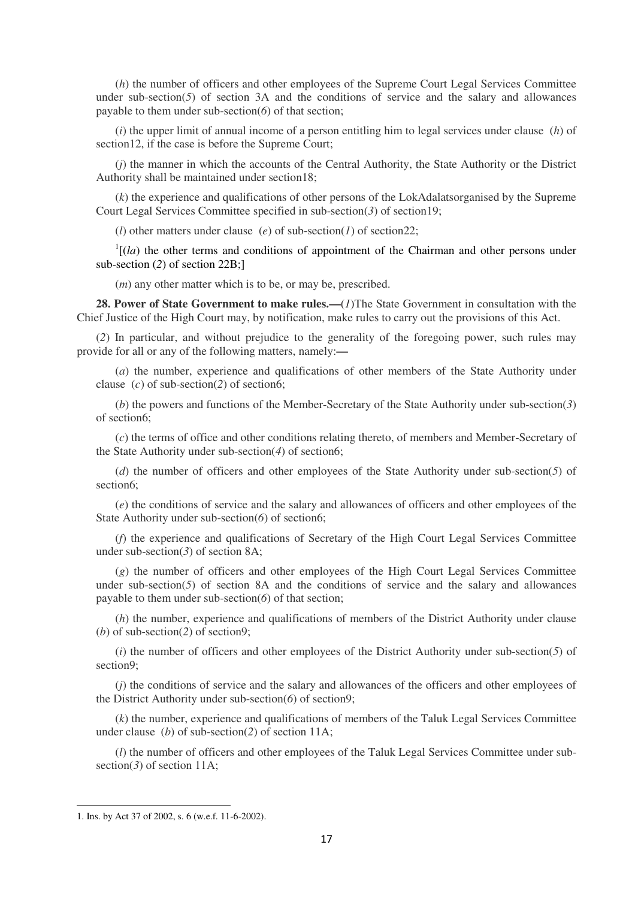(*h*) the number of officers and other employees of the Supreme Court Legal Services Committee under sub-section(*5*) of section 3A and the conditions of service and the salary and allowances payable to them under sub-section(*6*) of that section;

(*i*) the upper limit of annual income of a person entitling him to legal services under clause (*h*) of section12, if the case is before the Supreme Court;

(*j*) the manner in which the accounts of the Central Authority, the State Authority or the District Authority shall be maintained under section18;

(*k*) the experience and qualifications of other persons of the LokAdalatsorganised by the Supreme Court Legal Services Committee specified in sub-section(*3*) of section19;

(*l*) other matters under clause (*e*) of sub-section(*1*) of section22;

[1][(*la*) the other terms and conditions of appointment of the Chairman and other persons under sub-section (*2*) of section 22B;]

(*m*) any other matter which is to be, or may be, prescribed.

**28. Power of State Government to make rules.—**(*1*)The State Government in consultation with the Chief Justice of the High Court may, by notification, make rules to carry out the provisions of this Act.

(*2*) In particular, and without prejudice to the generality of the foregoing power, such rules may provide for all or any of the following matters, namely:—

(*a*) the number, experience and qualifications of other members of the State Authority under clause (*c*) of sub-section(*2*) of section6;

(*b*) the powers and functions of the Member-Secretary of the State Authority under sub-section(*3*) of section6;

(*c*) the terms of office and other conditions relating thereto, of members and Member-Secretary of the State Authority under sub-section(*4*) of section6;

(*d*) the number of officers and other employees of the State Authority under sub-section(*5*) of section6;

(*e*) the conditions of service and the salary and allowances of officers and other employees of the State Authority under sub-section(*6*) of section6;

(*f*) the experience and qualifications of Secretary of the High Court Legal Services Committee under sub-section(*3*) of section 8A;

(*g*) the number of officers and other employees of the High Court Legal Services Committee under sub-section(*5*) of section 8A and the conditions of service and the salary and allowances payable to them under sub-section(*6*) of that section;

(*h*) the number, experience and qualifications of members of the District Authority under clause (*b*) of sub-section(*2*) of section9;

(*i*) the number of officers and other employees of the District Authority under sub-section(*5*) of section9;

(*j*) the conditions of service and the salary and allowances of the officers and other employees of the District Authority under sub-section(*6*) of section9;

(*k*) the number, experience and qualifications of members of the Taluk Legal Services Committee under clause (*b*) of sub-section(*2*) of section 11A;

(*l*) the number of officers and other employees of the Taluk Legal Services Committee under sub-section(*3*) of section 11A;

---

1. Ins. by Act 37 of 2002, s. 6 (w.e.f. 11-6-2002).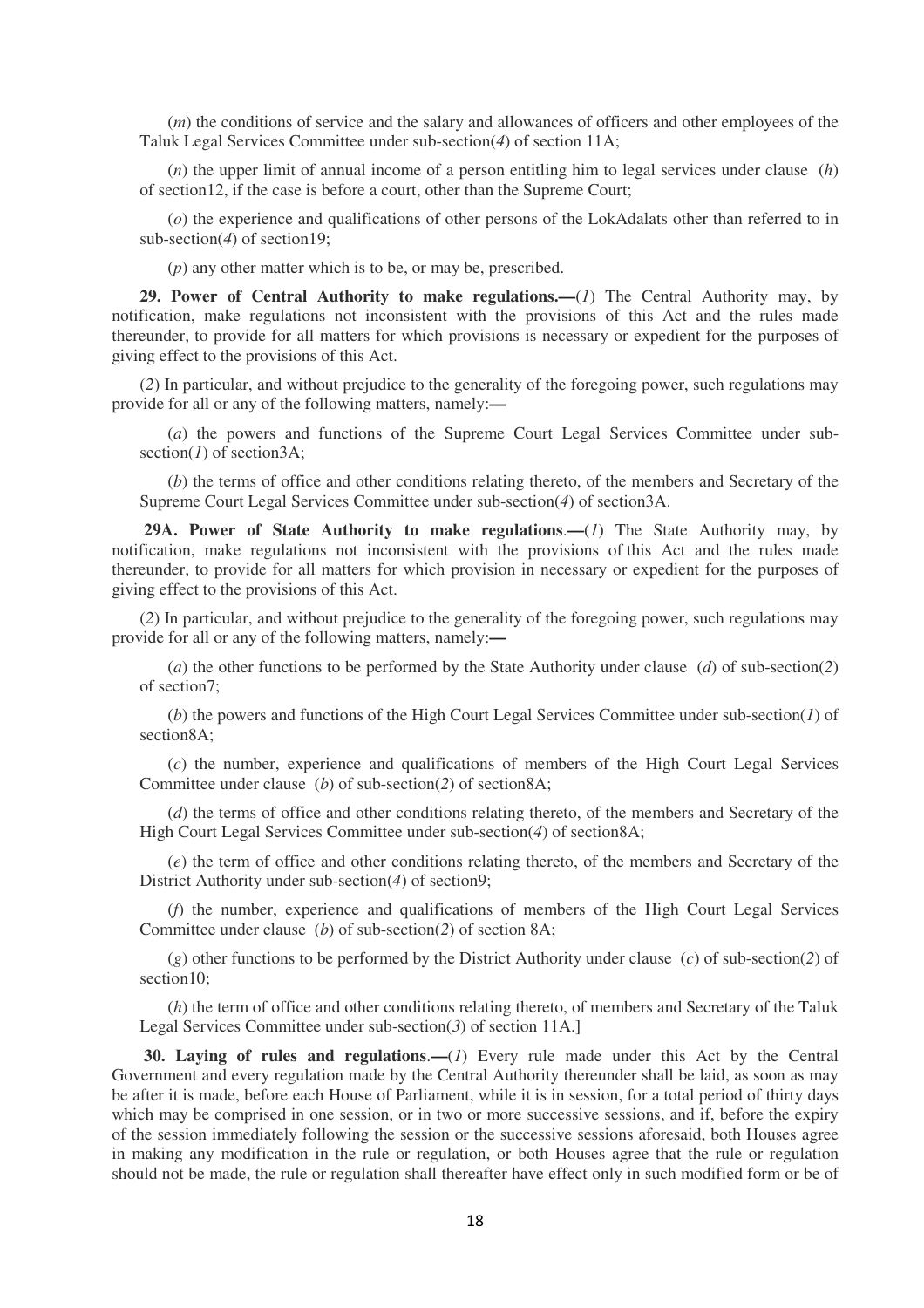(*m*) the conditions of service and the salary and allowances of officers and other employees of the Taluk Legal Services Committee under sub-section(*4*) of section 11A;

(*n*) the upper limit of annual income of a person entitling him to legal services under clause (*h*) of section12, if the case is before a court, other than the Supreme Court;

(*o*) the experience and qualifications of other persons of the LokAdalats other than referred to in sub-section(*4*) of section19;

(*p*) any other matter which is to be, or may be, prescribed.

**29. Power of Central Authority to make regulations.—**(*1*) The Central Authority may, by notification, make regulations not inconsistent with the provisions of this Act and the rules made thereunder, to provide for all matters for which provisions is necessary or expedient for the purposes of giving effect to the provisions of this Act.

(*2*) In particular, and without prejudice to the generality of the foregoing power, such regulations may provide for all or any of the following matters, namely:—

(*a*) the powers and functions of the Supreme Court Legal Services Committee under sub-section(*1*) of section3A;

(*b*) the terms of office and other conditions relating thereto, of the members and Secretary of the Supreme Court Legal Services Committee under sub-section(*4*) of section3A.

**29A. Power of State Authority to make regulations**.—(*1*) The State Authority may, by notification, make regulations not inconsistent with the provisions of this Act and the rules made thereunder, to provide for all matters for which provision in necessary or expedient for the purposes of giving effect to the provisions of this Act.

(*2*) In particular, and without prejudice to the generality of the foregoing power, such regulations may provide for all or any of the following matters, namely:—

(*a*) the other functions to be performed by the State Authority under clause (*d*) of sub-section(*2*) of section7;

(*b*) the powers and functions of the High Court Legal Services Committee under sub-section(*1*) of section8A;

(*c*) the number, experience and qualifications of members of the High Court Legal Services Committee under clause (*b*) of sub-section(*2*) of section8A;

(*d*) the terms of office and other conditions relating thereto, of the members and Secretary of the High Court Legal Services Committee under sub-section(*4*) of section8A;

(*e*) the term of office and other conditions relating thereto, of the members and Secretary of the District Authority under sub-section(*4*) of section9;

(*f*) the number, experience and qualifications of members of the High Court Legal Services Committee under clause (*b*) of sub-section(*2*) of section 8A;

(*g*) other functions to be performed by the District Authority under clause (*c*) of sub-section(*2*) of section10;

(*h*) the term of office and other conditions relating thereto, of members and Secretary of the Taluk Legal Services Committee under sub-section(*3*) of section 11A.]

**30. Laying of rules and regulations**.—(*1*) Every rule made under this Act by the Central Government and every regulation made by the Central Authority thereunder shall be laid, as soon as may be after it is made, before each House of Parliament, while it is in session, for a total period of thirty days which may be comprised in one session, or in two or more successive sessions, and if, before the expiry of the session immediately following the session or the successive sessions aforesaid, both Houses agree in making any modification in the rule or regulation, or both Houses agree that the rule or regulation should not be made, the rule or regulation shall thereafter have effect only in such modified form or be of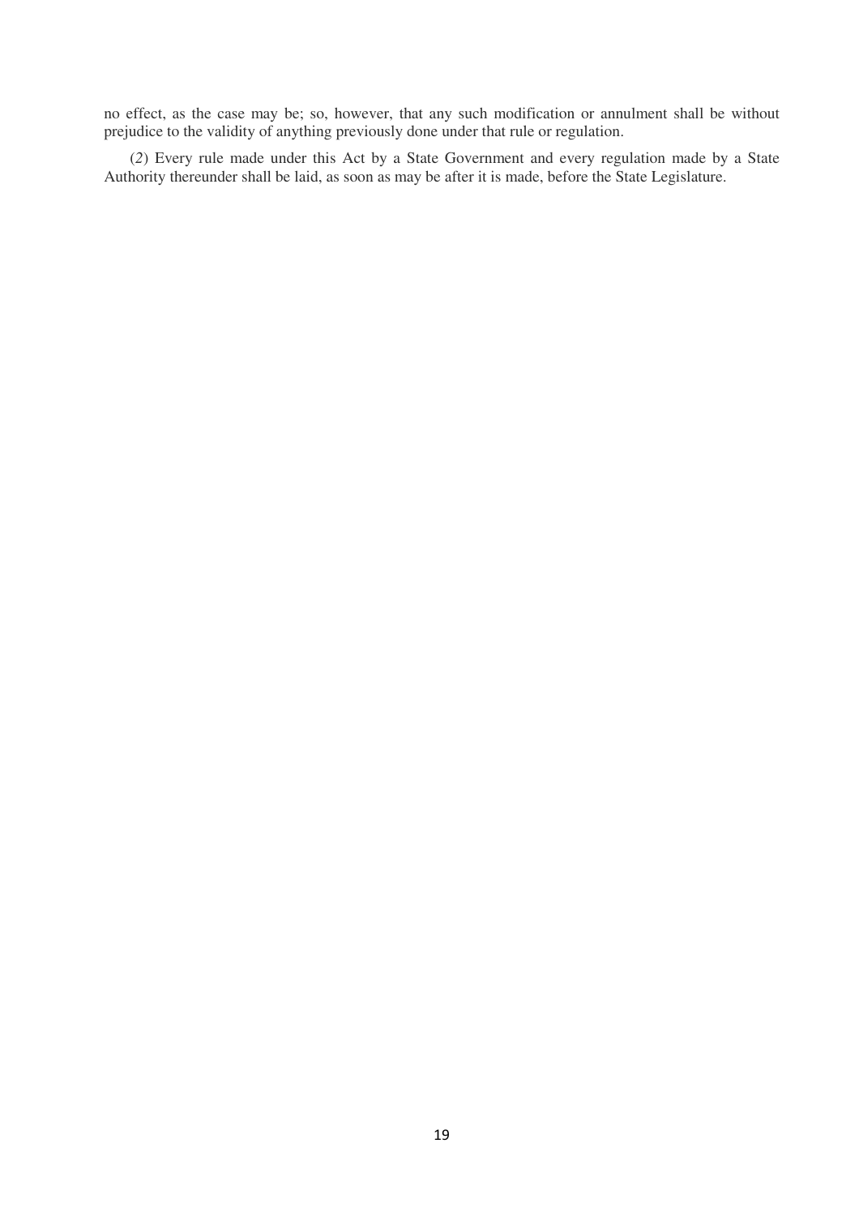no effect, as the case may be; so, however, that any such modification or annulment shall be without prejudice to the validity of anything previously done under that rule or regulation.

(*2*) Every rule made under this Act by a State Government and every regulation made by a State Authority thereunder shall be laid, as soon as may be after it is made, before the State Legislature.